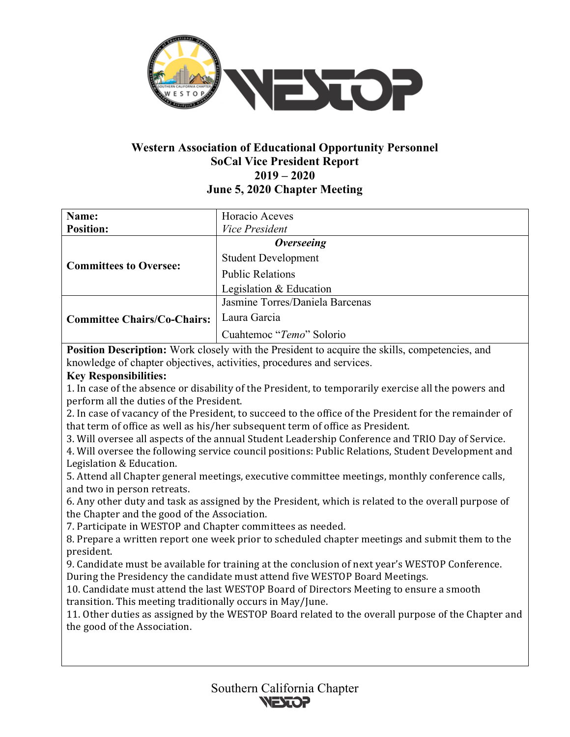# Western Association of Educational Opportunity Personnel
## SoCal Vice President Report
## 2019 – 2020
## June 5, 2020 Chapter Meeting

| **Name:**<br>**Position:** | Horacio Aceves<br>*Vice President* |
|---|---|
| **Committees to Oversee:** | ***Overseeing***<br>Student Development<br>Public Relations<br>Legislation & Education |
| **Committee Chairs/Co-Chairs:** | Jasmine Torres/Daniela Barcenas<br>Laura Garcia<br>Cuahtemoc "*Temo*" Solorio |

**Position Description:** Work closely with the President to acquire the skills, competencies, and knowledge of chapter objectives, activities, procedures and services.

**Key Responsibilities:**

1. In case of the absence or disability of the President, to temporarily exercise all the powers and perform all the duties of the President.
2. In case of vacancy of the President, to succeed to the office of the President for the remainder of that term of office as well as his/her subsequent term of office as President.
3. Will oversee all aspects of the annual Student Leadership Conference and TRIO Day of Service.
4. Will oversee the following service council positions: Public Relations, Student Development and Legislation & Education.
5. Attend all Chapter general meetings, executive committee meetings, monthly conference calls, and two in person retreats.
6. Any other duty and task as assigned by the President, which is related to the overall purpose of the Chapter and the good of the Association.
7. Participate in WESTOP and Chapter committees as needed.
8. Prepare a written report one week prior to scheduled chapter meetings and submit them to the president.
9. Candidate must be available for training at the conclusion of next year's WESTOP Conference. During the Presidency the candidate must attend five WESTOP Board Meetings.
10. Candidate must attend the last WESTOP Board of Directors Meeting to ensure a smooth transition. This meeting traditionally occurs in May/June.
11. Other duties as assigned by the WESTOP Board related to the overall purpose of the Chapter and the good of the Association.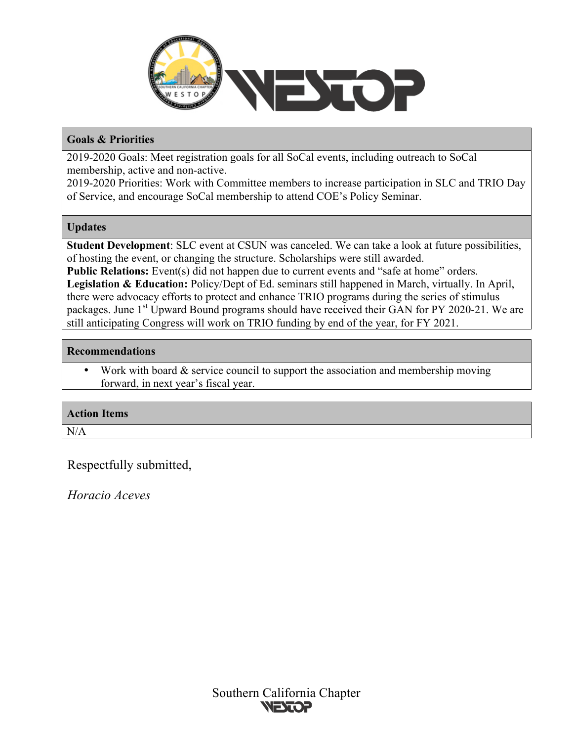## Goals & Priorities

2019-2020 Goals: Meet registration goals for all SoCal events, including outreach to SoCal membership, active and non-active.
2019-2020 Priorities: Work with Committee members to increase participation in SLC and TRIO Day of Service, and encourage SoCal membership to attend COE's Policy Seminar.

## Updates

**Student Development**: SLC event at CSUN was canceled. We can take a look at future possibilities, of hosting the event, or changing the structure. Scholarships were still awarded.
**Public Relations:** Event(s) did not happen due to current events and "safe at home" orders.
**Legislation & Education:** Policy/Dept of Ed. seminars still happened in March, virtually. In April, there were advocacy efforts to protect and enhance TRIO programs during the series of stimulus packages. June 1st Upward Bound programs should have received their GAN for PY 2020-21. We are still anticipating Congress will work on TRIO funding by end of the year, for FY 2021.

## Recommendations

- Work with board & service council to support the association and membership moving forward, in next year's fiscal year.

## Action Items

N/A

Respectfully submitted,

*Horacio Aceves*

Southern California Chapter WESTOP